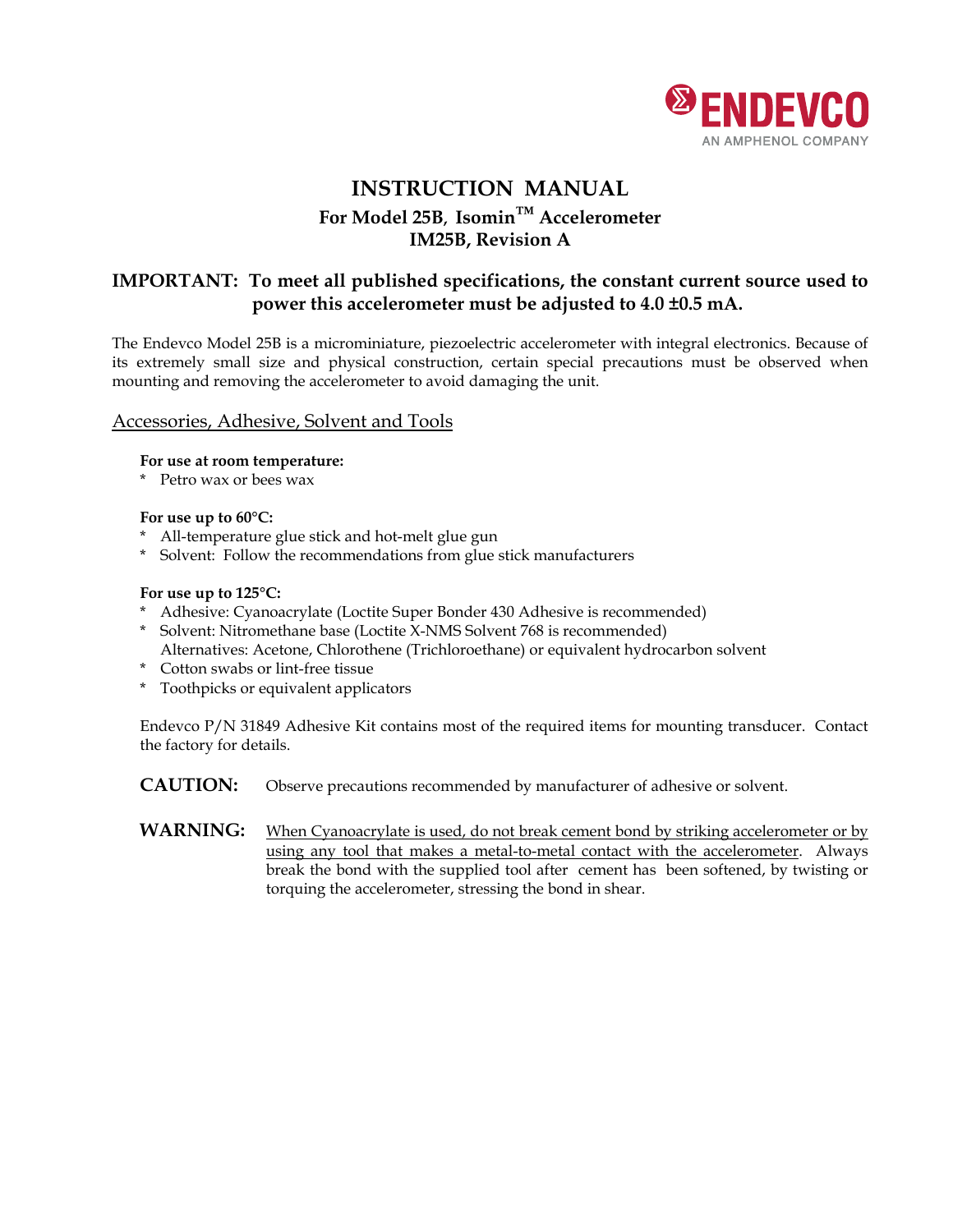ENDEVCO
AN AMPHENOL COMPANY

# INSTRUCTION MANUAL

## For Model 25B, Isomin™ Accelerometer
## IM25B, Revision A

### IMPORTANT: To meet all published specifications, the constant current source used to power this accelerometer must be adjusted to 4.0 ±0.5 mA.

The Endevco Model 25B is a microminiature, piezoelectric accelerometer with integral electronics. Because of its extremely small size and physical construction, certain special precautions must be observed when mounting and removing the accelerometer to avoid damaging the unit.

## Accessories, Adhesive, Solvent and Tools

**For use at room temperature:**

* Petro wax or bees wax

**For use up to 60°C:**

* All-temperature glue stick and hot-melt glue gun
* Solvent: Follow the recommendations from glue stick manufacturers

**For use up to 125°C:**

* Adhesive: Cyanoacrylate (Loctite Super Bonder 430 Adhesive is recommended)
* Solvent: Nitromethane base (Loctite X-NMS Solvent 768 is recommended)
  Alternatives: Acetone, Chlorothene (Trichloroethane) or equivalent hydrocarbon solvent
* Cotton swabs or lint-free tissue
* Toothpicks or equivalent applicators

Endevco P/N 31849 Adhesive Kit contains most of the required items for mounting transducer. Contact the factory for details.

**CAUTION:** Observe precautions recommended by manufacturer of adhesive or solvent.

**WARNING:** When Cyanoacrylate is used, do not break cement bond by striking accelerometer or by using any tool that makes a metal-to-metal contact with the accelerometer. Always break the bond with the supplied tool after cement has been softened, by twisting or torquing the accelerometer, stressing the bond in shear.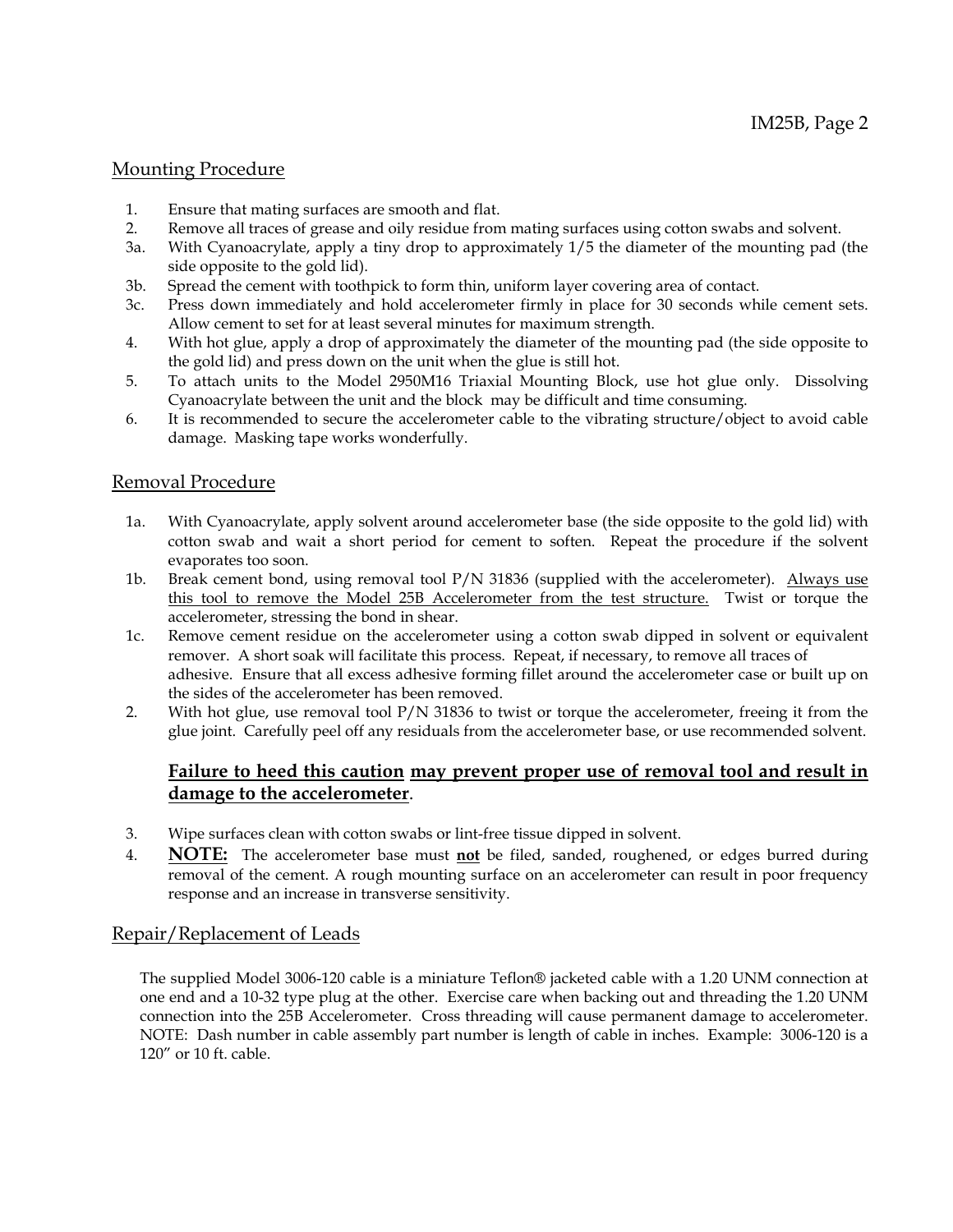## Mounting Procedure

1. Ensure that mating surfaces are smooth and flat.
2. Remove all traces of grease and oily residue from mating surfaces using cotton swabs and solvent.

3a. With Cyanoacrylate, apply a tiny drop to approximately 1/5 the diameter of the mounting pad (the side opposite to the gold lid).

3b. Spread the cement with toothpick to form thin, uniform layer covering area of contact.

3c. Press down immediately and hold accelerometer firmly in place for 30 seconds while cement sets. Allow cement to set for at least several minutes for maximum strength.

4. With hot glue, apply a drop of approximately the diameter of the mounting pad (the side opposite to the gold lid) and press down on the unit when the glue is still hot.
5. To attach units to the Model 2950M16 Triaxial Mounting Block, use hot glue only. Dissolving Cyanoacrylate between the unit and the block may be difficult and time consuming.
6. It is recommended to secure the accelerometer cable to the vibrating structure/object to avoid cable damage. Masking tape works wonderfully.

## Removal Procedure

1a. With Cyanoacrylate, apply solvent around accelerometer base (the side opposite to the gold lid) with cotton swab and wait a short period for cement to soften. Repeat the procedure if the solvent evaporates too soon.

1b. Break cement bond, using removal tool P/N 31836 (supplied with the accelerometer). Always use this tool to remove the Model 25B Accelerometer from the test structure. Twist or torque the accelerometer, stressing the bond in shear.

1c. Remove cement residue on the accelerometer using a cotton swab dipped in solvent or equivalent remover. A short soak will facilitate this process. Repeat, if necessary, to remove all traces of adhesive. Ensure that all excess adhesive forming fillet around the accelerometer case or built up on the sides of the accelerometer has been removed.

2. With hot glue, use removal tool P/N 31836 to twist or torque the accelerometer, freeing it from the glue joint. Carefully peel off any residuals from the accelerometer base, or use recommended solvent.

**Failure to heed this caution may prevent proper use of removal tool and result in damage to the accelerometer**.

3. Wipe surfaces clean with cotton swabs or lint-free tissue dipped in solvent.
4. **NOTE:** The accelerometer base must **not** be filed, sanded, roughened, or edges burred during removal of the cement. A rough mounting surface on an accelerometer can result in poor frequency response and an increase in transverse sensitivity.

## Repair/Replacement of Leads

The supplied Model 3006-120 cable is a miniature Teflon® jacketed cable with a 1.20 UNM connection at one end and a 10-32 type plug at the other. Exercise care when backing out and threading the 1.20 UNM connection into the 25B Accelerometer. Cross threading will cause permanent damage to accelerometer. NOTE: Dash number in cable assembly part number is length of cable in inches. Example: 3006-120 is a 120" or 10 ft. cable.